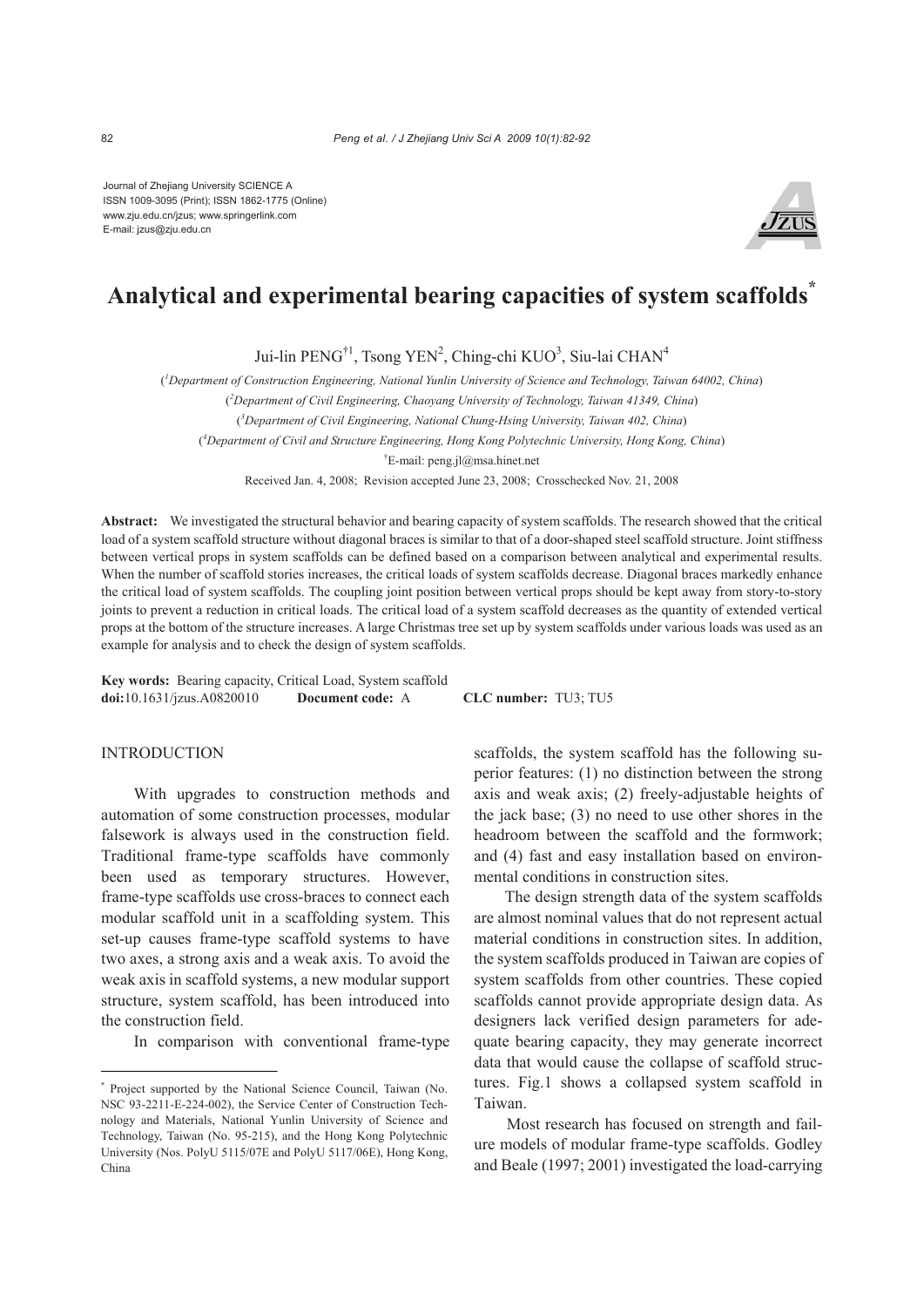Journal of Zhejiang University SCIENCE A
ISSN 1009-3095 (Print); ISSN 1862-1775 (Online)
www.zju.edu.cn/jzus; www.springerlink.com
E-mail: jzus@zju.edu.cn

# Analytical and experimental bearing capacities of system scaffolds*

Jui-lin PENG[†1], Tsong YEN[2], Ching-chi KUO[3], Siu-lai CHAN[4]

([1]*Department of Construction Engineering, National Yunlin University of Science and Technology, Taiwan 64002, China*)

([2]*Department of Civil Engineering, Chaoyang University of Technology, Taiwan 41349, China*)

([3]*Department of Civil Engineering, National Chung-Hsing University, Taiwan 402, China*)

([4]*Department of Civil and Structure Engineering, Hong Kong Polytechnic University, Hong Kong, China*)

[†]E-mail: peng.jl@msa.hinet.net

Received Jan. 4, 2008; Revision accepted June 23, 2008; Crosschecked Nov. 21, 2008

**Abstract:** We investigated the structural behavior and bearing capacity of system scaffolds. The research showed that the critical load of a system scaffold structure without diagonal braces is similar to that of a door-shaped steel scaffold structure. Joint stiffness between vertical props in system scaffolds can be defined based on a comparison between analytical and experimental results. When the number of scaffold stories increases, the critical loads of system scaffolds decrease. Diagonal braces markedly enhance the critical load of system scaffolds. The coupling joint position between vertical props should be kept away from story-to-story joints to prevent a reduction in critical loads. The critical load of a system scaffold decreases as the quantity of extended vertical props at the bottom of the structure increases. A large Christmas tree set up by system scaffolds under various loads was used as an example for analysis and to check the design of system scaffolds.

**Key words:** Bearing capacity, Critical Load, System scaffold
**doi:**10.1631/jzus.A0820010 **Document code:** A **CLC number:** TU3; TU5

## INTRODUCTION

With upgrades to construction methods and automation of some construction processes, modular falsework is always used in the construction field. Traditional frame-type scaffolds have commonly been used as temporary structures. However, frame-type scaffolds use cross-braces to connect each modular scaffold unit in a scaffolding system. This set-up causes frame-type scaffold systems to have two axes, a strong axis and a weak axis. To avoid the weak axis in scaffold systems, a new modular support structure, system scaffold, has been introduced into the construction field.

In comparison with conventional frame-type scaffolds, the system scaffold has the following superior features: (1) no distinction between the strong axis and weak axis; (2) freely-adjustable heights of the jack base; (3) no need to use other shores in the headroom between the scaffold and the formwork; and (4) fast and easy installation based on environmental conditions in construction sites.

The design strength data of the system scaffolds are almost nominal values that do not represent actual material conditions in construction sites. In addition, the system scaffolds produced in Taiwan are copies of system scaffolds from other countries. These copied scaffolds cannot provide appropriate design data. As designers lack verified design parameters for adequate bearing capacity, they may generate incorrect data that would cause the collapse of scaffold structures. Fig.1 shows a collapsed system scaffold in Taiwan.

Most research has focused on strength and failure models of modular frame-type scaffolds. Godley and Beale (1997; 2001) investigated the load-carrying

---

* Project supported by the National Science Council, Taiwan (No. NSC 93-2211-E-224-002), the Service Center of Construction Technology and Materials, National Yunlin University of Science and Technology, Taiwan (No. 95-215), and the Hong Kong Polytechnic University (Nos. PolyU 5115/07E and PolyU 5117/06E), Hong Kong, China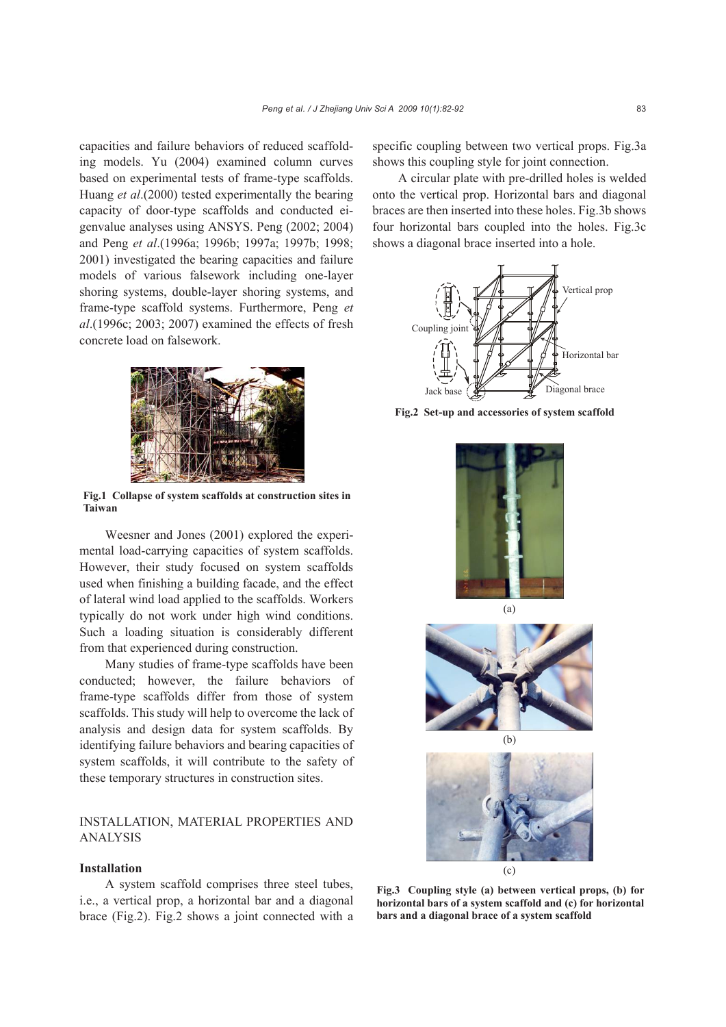capacities and failure behaviors of reduced scaffolding models. Yu (2004) examined column curves based on experimental tests of frame-type scaffolds. Huang *et al*.(2000) tested experimentally the bearing capacity of door-type scaffolds and conducted eigenvalue analyses using ANSYS. Peng (2002; 2004) and Peng *et al*.(1996a; 1996b; 1997a; 1997b; 1998; 2001) investigated the bearing capacities and failure models of various falsework including one-layer shoring systems, double-layer shoring systems, and frame-type scaffold systems. Furthermore, Peng *et al*.(1996c; 2003; 2007) examined the effects of fresh concrete load on falsework.

**Fig.1 Collapse of system scaffolds at construction sites in Taiwan**

Weesner and Jones (2001) explored the experimental load-carrying capacities of system scaffolds. However, their study focused on system scaffolds used when finishing a building facade, and the effect of lateral wind load applied to the scaffolds. Workers typically do not work under high wind conditions. Such a loading situation is considerably different from that experienced during construction.

Many studies of frame-type scaffolds have been conducted; however, the failure behaviors of frame-type scaffolds differ from those of system scaffolds. This study will help to overcome the lack of analysis and design data for system scaffolds. By identifying failure behaviors and bearing capacities of system scaffolds, it will contribute to the safety of these temporary structures in construction sites.

## INSTALLATION, MATERIAL PROPERTIES AND ANALYSIS

### Installation

A system scaffold comprises three steel tubes, i.e., a vertical prop, a horizontal bar and a diagonal brace (Fig.2). Fig.2 shows a joint connected with a specific coupling between two vertical props. Fig.3a shows this coupling style for joint connection.

A circular plate with pre-drilled holes is welded onto the vertical prop. Horizontal bars and diagonal braces are then inserted into these holes. Fig.3b shows four horizontal bars coupled into the holes. Fig.3c shows a diagonal brace inserted into a hole.

**Fig.2 Set-up and accessories of system scaffold**

**Fig.3 Coupling style (a) between vertical props, (b) for horizontal bars of a system scaffold and (c) for horizontal bars and a diagonal brace of a system scaffold**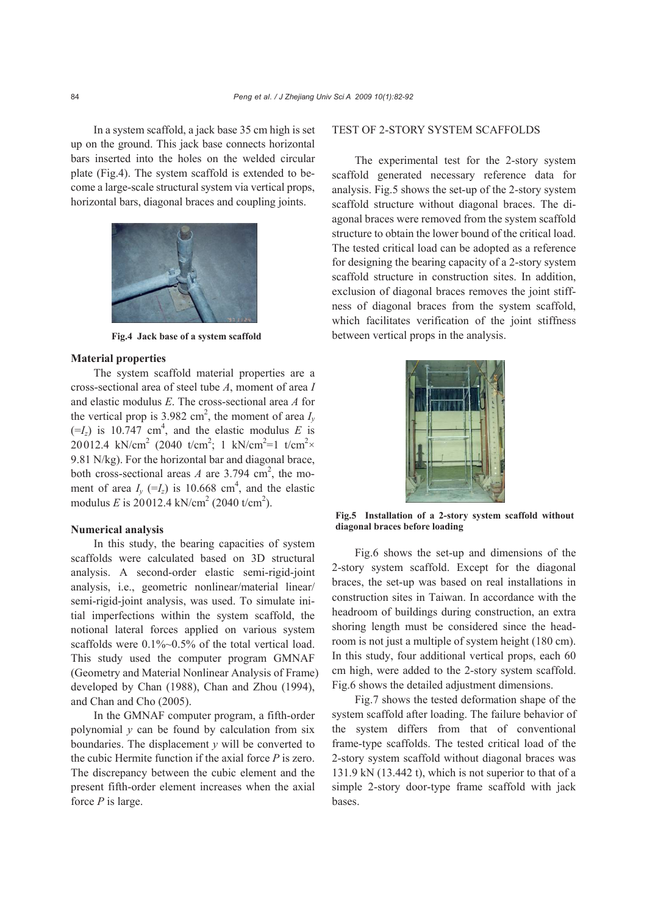In a system scaffold, a jack base 35 cm high is set up on the ground. This jack base connects horizontal bars inserted into the holes on the welded circular plate (Fig.4). The system scaffold is extended to become a large-scale structural system via vertical props, horizontal bars, diagonal braces and coupling joints.

**Fig.4 Jack base of a system scaffold**

### Material properties

The system scaffold material properties are a cross-sectional area of steel tube $A$, moment of area $I$ and elastic modulus $E$. The cross-sectional area $A$ for the vertical prop is 3.982 $cm^2$, the moment of area $I_y$ ($=I_z$) is 10.747 $cm^4$, and the elastic modulus $E$ is 20012.4 $kN/cm^2$ (2040 $t/cm^2$; 1 $kN/cm^2$=1 $t/cm^2$× 9.81 N/kg). For the horizontal bar and diagonal brace, both cross-sectional areas $A$ are 3.794 $cm^2$, the moment of area $I_y$ ($=I_z$) is 10.668 $cm^4$, and the elastic modulus $E$ is 20012.4 $kN/cm^2$ (2040 $t/cm^2$).

### Numerical analysis

In this study, the bearing capacities of system scaffolds were calculated based on 3D structural analysis. A second-order elastic semi-rigid-joint analysis, i.e., geometric nonlinear/material linear/semi-rigid-joint analysis, was used. To simulate initial imperfections within the system scaffold, the notional lateral forces applied on various system scaffolds were 0.1%~0.5% of the total vertical load. This study used the computer program GMNAF (Geometry and Material Nonlinear Analysis of Frame) developed by Chan (1988), Chan and Zhou (1994), and Chan and Cho (2005).

In the GMNAF computer program, a fifth-order polynomial $y$ can be found by calculation from six boundaries. The displacement $y$ will be converted to the cubic Hermite function if the axial force $P$ is zero. The discrepancy between the cubic element and the present fifth-order element increases when the axial force $P$ is large.

## TEST OF 2-STORY SYSTEM SCAFFOLDS

The experimental test for the 2-story system scaffold generated necessary reference data for analysis. Fig.5 shows the set-up of the 2-story system scaffold structure without diagonal braces. The diagonal braces were removed from the system scaffold structure to obtain the lower bound of the critical load. The tested critical load can be adopted as a reference for designing the bearing capacity of a 2-story system scaffold structure in construction sites. In addition, exclusion of diagonal braces removes the joint stiffness of diagonal braces from the system scaffold, which facilitates verification of the joint stiffness between vertical props in the analysis.

**Fig.5 Installation of a 2-story system scaffold without diagonal braces before loading**

Fig.6 shows the set-up and dimensions of the 2-story system scaffold. Except for the diagonal braces, the set-up was based on real installations in construction sites in Taiwan. In accordance with the headroom of buildings during construction, an extra shoring length must be considered since the headroom is not just a multiple of system height (180 cm). In this study, four additional vertical props, each 60 cm high, were added to the 2-story system scaffold. Fig.6 shows the detailed adjustment dimensions.

Fig.7 shows the tested deformation shape of the system scaffold after loading. The failure behavior of the system differs from that of conventional frame-type scaffolds. The tested critical load of the 2-story system scaffold without diagonal braces was 131.9 kN (13.442 t), which is not superior to that of a simple 2-story door-type frame scaffold with jack bases.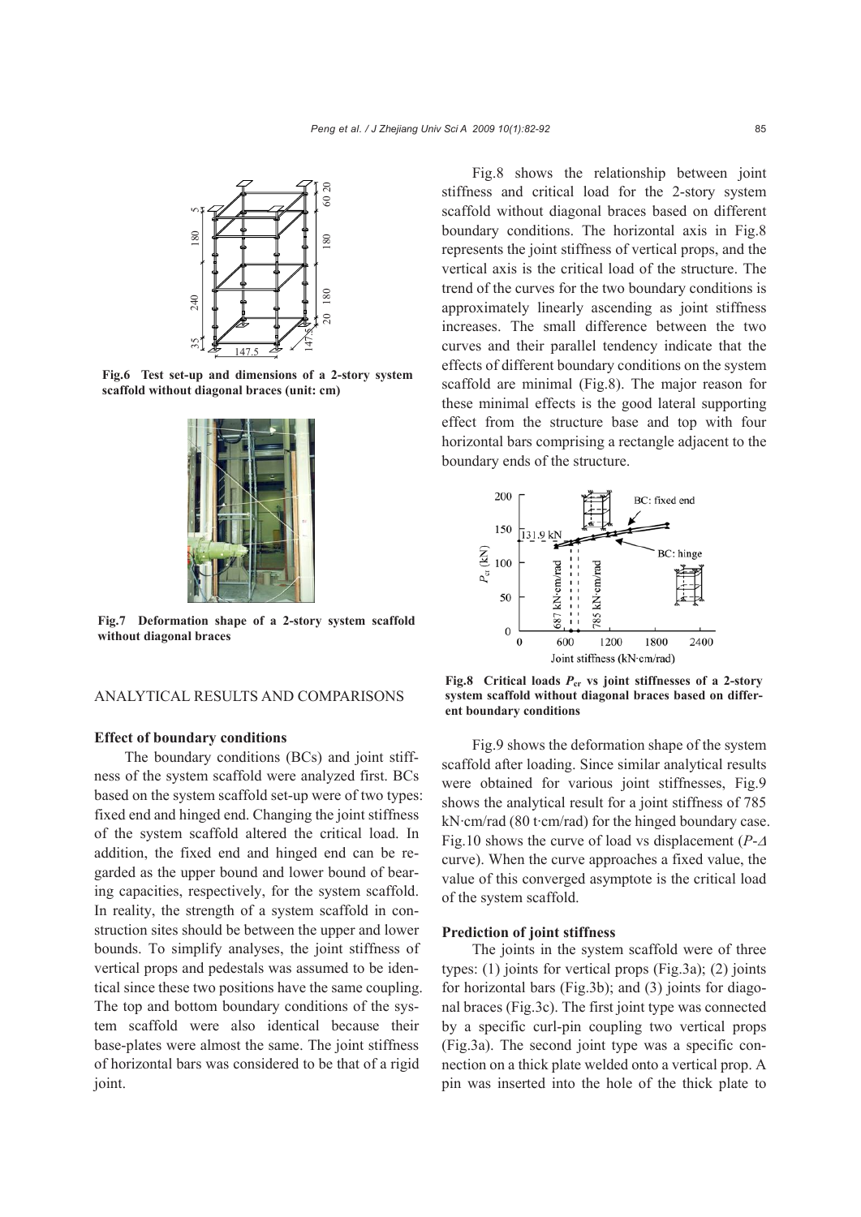Fig.6 Test set-up and dimensions of a 2-story system scaffold without diagonal braces (unit: cm)

Fig.7 Deformation shape of a 2-story system scaffold without diagonal braces

## ANALYTICAL RESULTS AND COMPARISONS

### Effect of boundary conditions

The boundary conditions (BCs) and joint stiffness of the system scaffold were analyzed first. BCs based on the system scaffold set-up were of two types: fixed end and hinged end. Changing the joint stiffness of the system scaffold altered the critical load. In addition, the fixed end and hinged end can be regarded as the upper bound and lower bound of bearing capacities, respectively, for the system scaffold. In reality, the strength of a system scaffold in construction sites should be between the upper and lower bounds. To simplify analyses, the joint stiffness of vertical props and pedestals was assumed to be identical since these two positions have the same coupling. The top and bottom boundary conditions of the system scaffold were also identical because their base-plates were almost the same. The joint stiffness of horizontal bars was considered to be that of a rigid joint.

Fig.8 shows the relationship between joint stiffness and critical load for the 2-story system scaffold without diagonal braces based on different boundary conditions. The horizontal axis in Fig.8 represents the joint stiffness of vertical props, and the vertical axis is the critical load of the structure. The trend of the curves for the two boundary conditions is approximately linearly ascending as joint stiffness increases. The small difference between the two curves and their parallel tendency indicate that the effects of different boundary conditions on the system scaffold are minimal (Fig.8). The major reason for these minimal effects is the good lateral supporting effect from the structure base and top with four horizontal bars comprising a rectangle adjacent to the boundary ends of the structure.

Fig.8 Critical loads $P_{cr}$ vs joint stiffnesses of a 2-story system scaffold without diagonal braces based on different boundary conditions

Fig.9 shows the deformation shape of the system scaffold after loading. Since similar analytical results were obtained for various joint stiffnesses, Fig.9 shows the analytical result for a joint stiffness of 785 kN·cm/rad (80 t·cm/rad) for the hinged boundary case. Fig.10 shows the curve of load vs displacement ($P$-$\Delta$ curve). When the curve approaches a fixed value, the value of this converged asymptote is the critical load of the system scaffold.

### Prediction of joint stiffness

The joints in the system scaffold were of three types: (1) joints for vertical props (Fig.3a); (2) joints for horizontal bars (Fig.3b); and (3) joints for diagonal braces (Fig.3c). The first joint type was connected by a specific curl-pin coupling two vertical props (Fig.3a). The second joint type was a specific connection on a thick plate welded onto a vertical prop. A pin was inserted into the hole of the thick plate to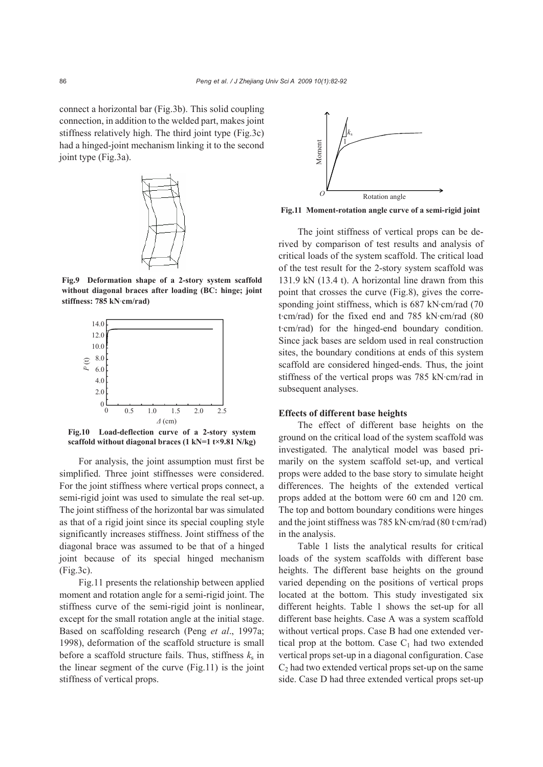connect a horizontal bar (Fig.3b). This solid coupling connection, in addition to the welded part, makes joint stiffness relatively high. The third joint type (Fig.3c) had a hinged-joint mechanism linking it to the second joint type (Fig.3a).

**Fig.9 Deformation shape of a 2-story system scaffold without diagonal braces after loading (BC: hinge; joint stiffness: 785 kN·cm/rad)**

**Fig.10 Load-deflection curve of a 2-story system scaffold without diagonal braces (1 kN=1 t×9.81 N/kg)**

For analysis, the joint assumption must first be simplified. Three joint stiffnesses were considered. For the joint stiffness where vertical props connect, a semi-rigid joint was used to simulate the real set-up. The joint stiffness of the horizontal bar was simulated as that of a rigid joint since its special coupling style significantly increases stiffness. Joint stiffness of the diagonal brace was assumed to be that of a hinged joint because of its special hinged mechanism (Fig.3c).

Fig.11 presents the relationship between applied moment and rotation angle for a semi-rigid joint. The stiffness curve of the semi-rigid joint is nonlinear, except for the small rotation angle at the initial stage. Based on scaffolding research (Peng *et al*., 1997a; 1998), deformation of the scaffold structure is small before a scaffold structure fails. Thus, stiffness $k_s$ in the linear segment of the curve (Fig.11) is the joint stiffness of vertical props.

**Fig.11 Moment-rotation angle curve of a semi-rigid joint**

The joint stiffness of vertical props can be derived by comparison of test results and analysis of critical loads of the system scaffold. The critical load of the test result for the 2-story system scaffold was 131.9 kN (13.4 t). A horizontal line drawn from this point that crosses the curve (Fig.8), gives the corresponding joint stiffness, which is 687 kN·cm/rad (70 t·cm/rad) for the fixed end and 785 kN·cm/rad (80 t·cm/rad) for the hinged-end boundary condition. Since jack bases are seldom used in real construction sites, the boundary conditions at ends of this system scaffold are considered hinged-ends. Thus, the joint stiffness of the vertical props was 785 kN·cm/rad in subsequent analyses.

### Effects of different base heights

The effect of different base heights on the ground on the critical load of the system scaffold was investigated. The analytical model was based primarily on the system scaffold set-up, and vertical props were added to the base story to simulate height differences. The heights of the extended vertical props added at the bottom were 60 cm and 120 cm. The top and bottom boundary conditions were hinges and the joint stiffness was 785 kN·cm/rad (80 t·cm/rad) in the analysis.

Table 1 lists the analytical results for critical loads of the system scaffolds with different base heights. The different base heights on the ground varied depending on the positions of vertical props located at the bottom. This study investigated six different heights. Table 1 shows the set-up for all different base heights. Case A was a system scaffold without vertical props. Case B had one extended vertical prop at the bottom. Case $C_1$ had two extended vertical props set-up in a diagonal configuration. Case $C_2$ had two extended vertical props set-up on the same side. Case D had three extended vertical props set-up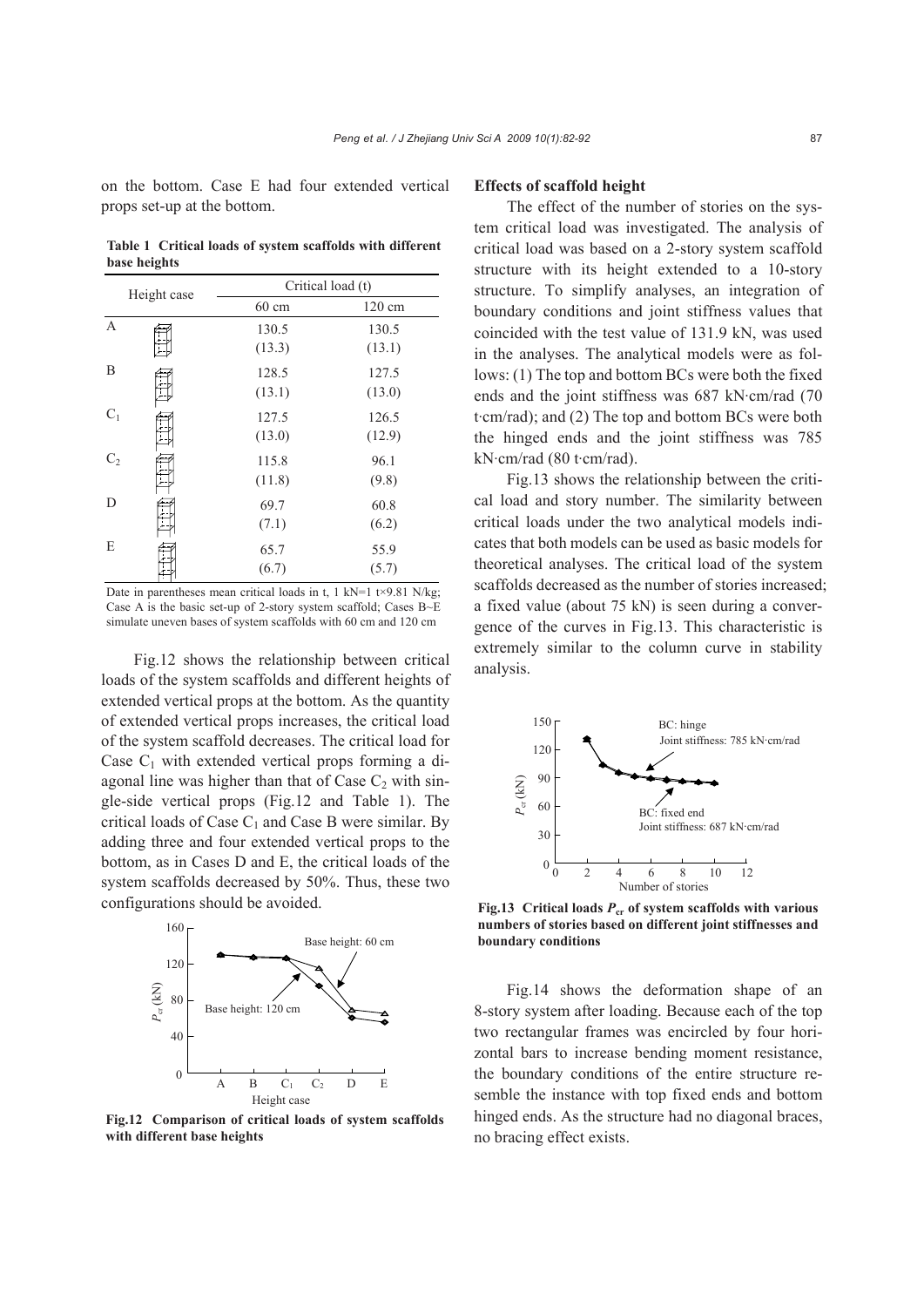on the bottom. Case E had four extended vertical props set-up at the bottom.

**Table 1 Critical loads of system scaffolds with different base heights**

| Height case | Critical load (t) | |
|---|---|---|
| | 60 cm | 120 cm |
| A | 130.5 (13.3) | 130.5 (13.1) |
| B | 128.5 (13.1) | 127.5 (13.0) |
| $C_1$ | 127.5 (13.0) | 126.5 (12.9) |
| $C_2$ | 115.8 (11.8) | 96.1 (9.8) |
| D | 69.7 (7.1) | 60.8 (6.2) |
| E | 65.7 (6.7) | 55.9 (5.7) |

Date in parentheses mean critical loads in t, 1 kN=1 t×9.81 N/kg; Case A is the basic set-up of 2-story system scaffold; Cases B~E simulate uneven bases of system scaffolds with 60 cm and 120 cm

Fig.12 shows the relationship between critical loads of the system scaffolds and different heights of extended vertical props at the bottom. As the quantity of extended vertical props increases, the critical load of the system scaffold decreases. The critical load for Case $C_1$ with extended vertical props forming a diagonal line was higher than that of Case $C_2$ with single-side vertical props (Fig.12 and Table 1). The critical loads of Case $C_1$ and Case B were similar. By adding three and four extended vertical props to the bottom, as in Cases D and E, the critical loads of the system scaffolds decreased by 50%. Thus, these two configurations should be avoided.

**Fig.12 Comparison of critical loads of system scaffolds with different base heights**

**Effects of scaffold height**

The effect of the number of stories on the system critical load was investigated. The analysis of critical load was based on a 2-story system scaffold structure with its height extended to a 10-story structure. To simplify analyses, an integration of boundary conditions and joint stiffness values that coincided with the test value of 131.9 kN, was used in the analyses. The analytical models were as follows: (1) The top and bottom BCs were both the fixed ends and the joint stiffness was 687 kN·cm/rad (70 t·cm/rad); and (2) The top and bottom BCs were both the hinged ends and the joint stiffness was 785 kN·cm/rad (80 t·cm/rad).

Fig.13 shows the relationship between the critical load and story number. The similarity between critical loads under the two analytical models indicates that both models can be used as basic models for theoretical analyses. The critical load of the system scaffolds decreased as the number of stories increased; a fixed value (about 75 kN) is seen during a convergence of the curves in Fig.13. This characteristic is extremely similar to the column curve in stability analysis.

**Fig.13 Critical loads $P_{cr}$ of system scaffolds with various numbers of stories based on different joint stiffnesses and boundary conditions**

Fig.14 shows the deformation shape of an 8-story system after loading. Because each of the top two rectangular frames was encircled by four horizontal bars to increase bending moment resistance, the boundary conditions of the entire structure resemble the instance with top fixed ends and bottom hinged ends. As the structure had no diagonal braces, no bracing effect exists.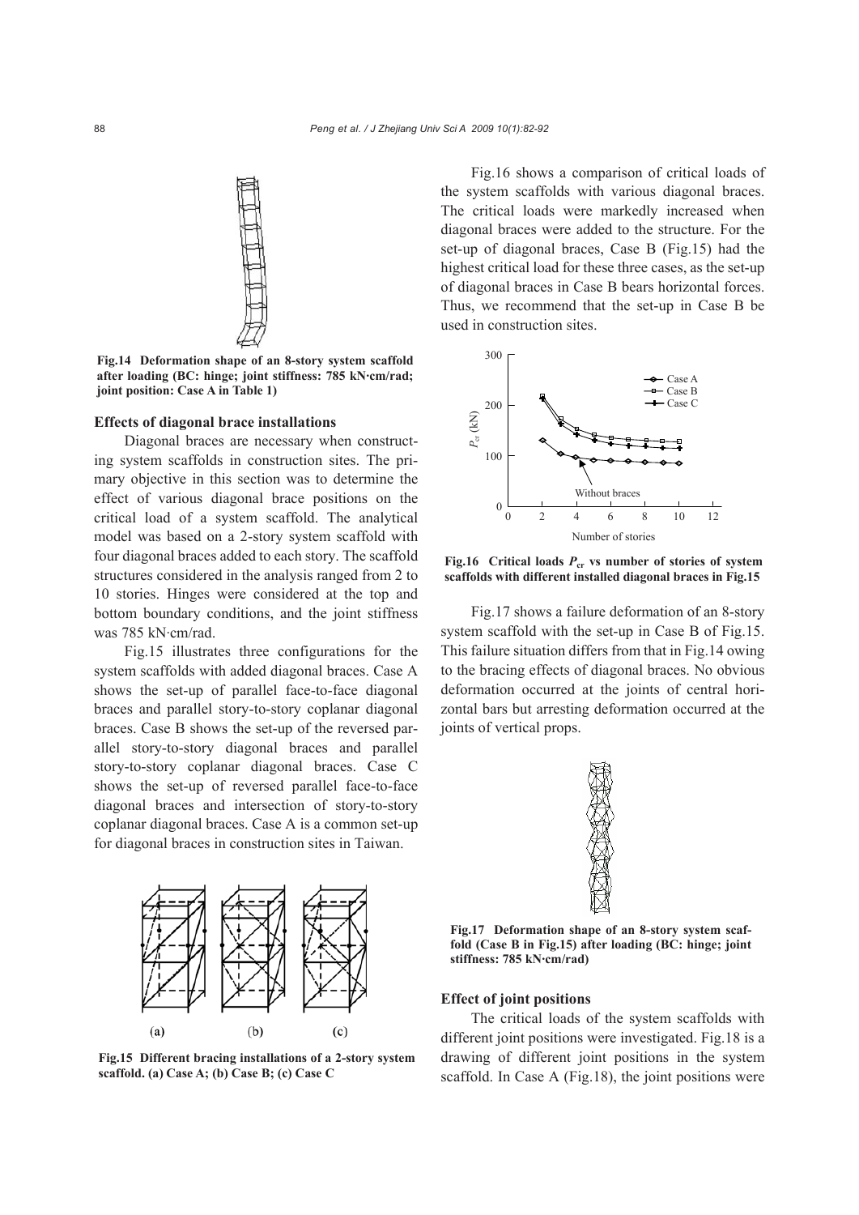Fig.14 Deformation shape of an 8-story system scaffold after loading (BC: hinge; joint stiffness: 785 kN·cm/rad; joint position: Case A in Table 1)

### Effects of diagonal brace installations

Diagonal braces are necessary when constructing system scaffolds in construction sites. The primary objective in this section was to determine the effect of various diagonal brace positions on the critical load of a system scaffold. The analytical model was based on a 2-story system scaffold with four diagonal braces added to each story. The scaffold structures considered in the analysis ranged from 2 to 10 stories. Hinges were considered at the top and bottom boundary conditions, and the joint stiffness was 785 kN·cm/rad.

Fig.15 illustrates three configurations for the system scaffolds with added diagonal braces. Case A shows the set-up of parallel face-to-face diagonal braces and parallel story-to-story coplanar diagonal braces. Case B shows the set-up of the reversed parallel story-to-story diagonal braces and parallel story-to-story coplanar diagonal braces. Case C shows the set-up of reversed parallel face-to-face diagonal braces and intersection of story-to-story coplanar diagonal braces. Case A is a common set-up for diagonal braces in construction sites in Taiwan.

Fig.15 Different bracing installations of a 2-story system scaffold. (a) Case A; (b) Case B; (c) Case C

Fig.16 shows a comparison of critical loads of the system scaffolds with various diagonal braces. The critical loads were markedly increased when diagonal braces were added to the structure. For the set-up of diagonal braces, Case B (Fig.15) had the highest critical load for these three cases, as the set-up of diagonal braces in Case B bears horizontal forces. Thus, we recommend that the set-up in Case B be used in construction sites.

Fig.16 Critical loads $P_{cr}$ vs number of stories of system scaffolds with different installed diagonal braces in Fig.15

Fig.17 shows a failure deformation of an 8-story system scaffold with the set-up in Case B of Fig.15. This failure situation differs from that in Fig.14 owing to the bracing effects of diagonal braces. No obvious deformation occurred at the joints of central horizontal bars but arresting deformation occurred at the joints of vertical props.

Fig.17 Deformation shape of an 8-story system scaffold (Case B in Fig.15) after loading (BC: hinge; joint stiffness: 785 kN·cm/rad)

### Effect of joint positions

The critical loads of the system scaffolds with different joint positions were investigated. Fig.18 is a drawing of different joint positions in the system scaffold. In Case A (Fig.18), the joint positions were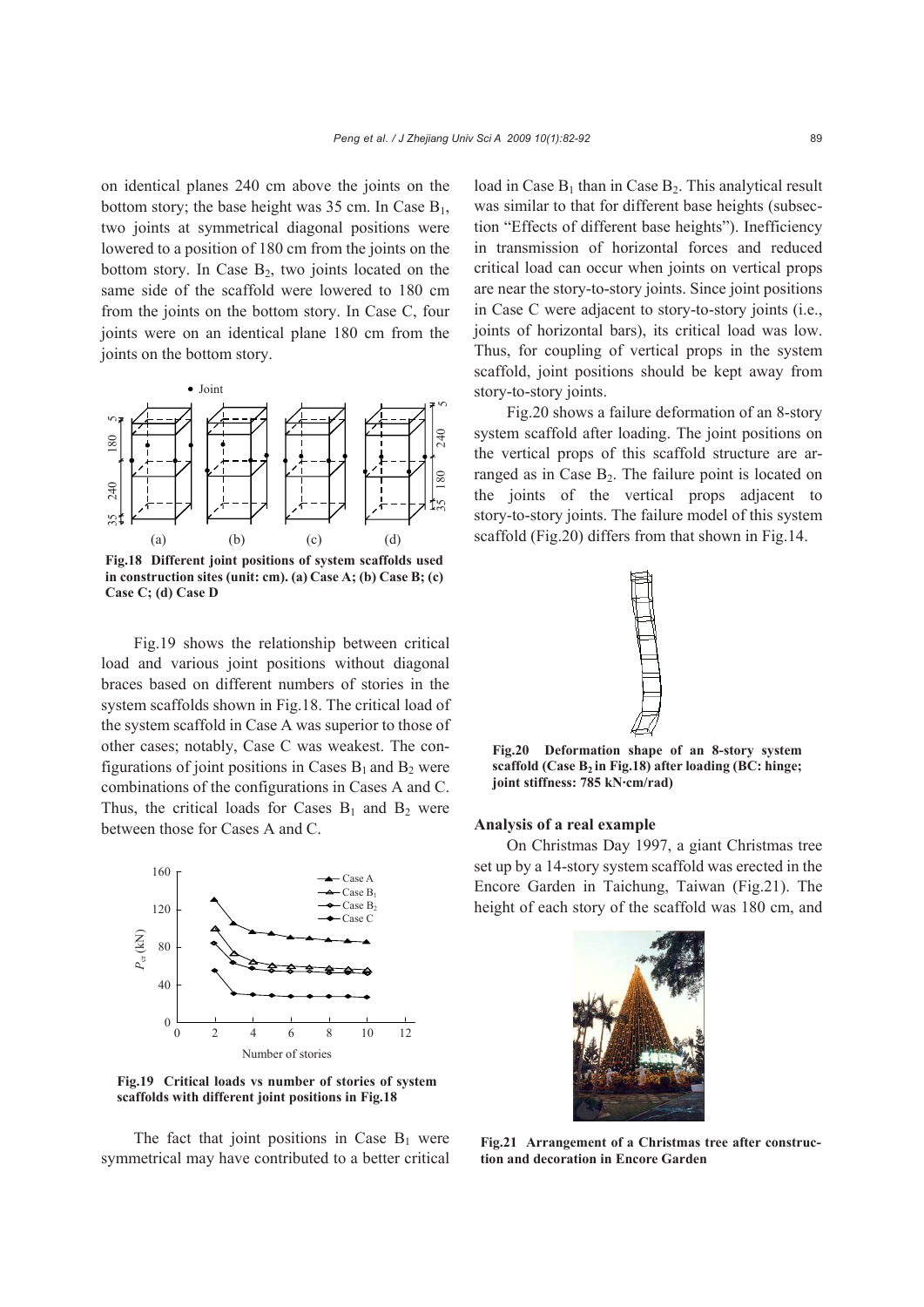on identical planes 240 cm above the joints on the bottom story; the base height was 35 cm. In Case $B_1$, two joints at symmetrical diagonal positions were lowered to a position of 180 cm from the joints on the bottom story. In Case $B_2$, two joints located on the same side of the scaffold were lowered to 180 cm from the joints on the bottom story. In Case C, four joints were on an identical plane 180 cm from the joints on the bottom story.

**Fig.18 Different joint positions of system scaffolds used in construction sites (unit: cm). (a) Case A; (b) Case B; (c) Case C; (d) Case D**

Fig.19 shows the relationship between critical load and various joint positions without diagonal braces based on different numbers of stories in the system scaffolds shown in Fig.18. The critical load of the system scaffold in Case A was superior to those of other cases; notably, Case C was weakest. The configurations of joint positions in Cases $B_1$ and $B_2$ were combinations of the configurations in Cases A and C. Thus, the critical loads for Cases $B_1$ and $B_2$ were between those for Cases A and C.

**Fig.19 Critical loads vs number of stories of system scaffolds with different joint positions in Fig.18**

The fact that joint positions in Case $B_1$ were symmetrical may have contributed to a better critical load in Case $B_1$ than in Case $B_2$. This analytical result was similar to that for different base heights (subsection "Effects of different base heights"). Inefficiency in transmission of horizontal forces and reduced critical load can occur when joints on vertical props are near the story-to-story joints. Since joint positions in Case C were adjacent to story-to-story joints (i.e., joints of horizontal bars), its critical load was low. Thus, for coupling of vertical props in the system scaffold, joint positions should be kept away from story-to-story joints.

Fig.20 shows a failure deformation of an 8-story system scaffold after loading. The joint positions on the vertical props of this scaffold structure are arranged as in Case $B_2$. The failure point is located on the joints of the vertical props adjacent to story-to-story joints. The failure model of this system scaffold (Fig.20) differs from that shown in Fig.14.

**Fig.20 Deformation shape of an 8-story system scaffold (Case $B_2$ in Fig.18) after loading (BC: hinge; joint stiffness: 785 kN·cm/rad)**

### Analysis of a real example

On Christmas Day 1997, a giant Christmas tree set up by a 14-story system scaffold was erected in the Encore Garden in Taichung, Taiwan (Fig.21). The height of each story of the scaffold was 180 cm, and

**Fig.21 Arrangement of a Christmas tree after construction and decoration in Encore Garden**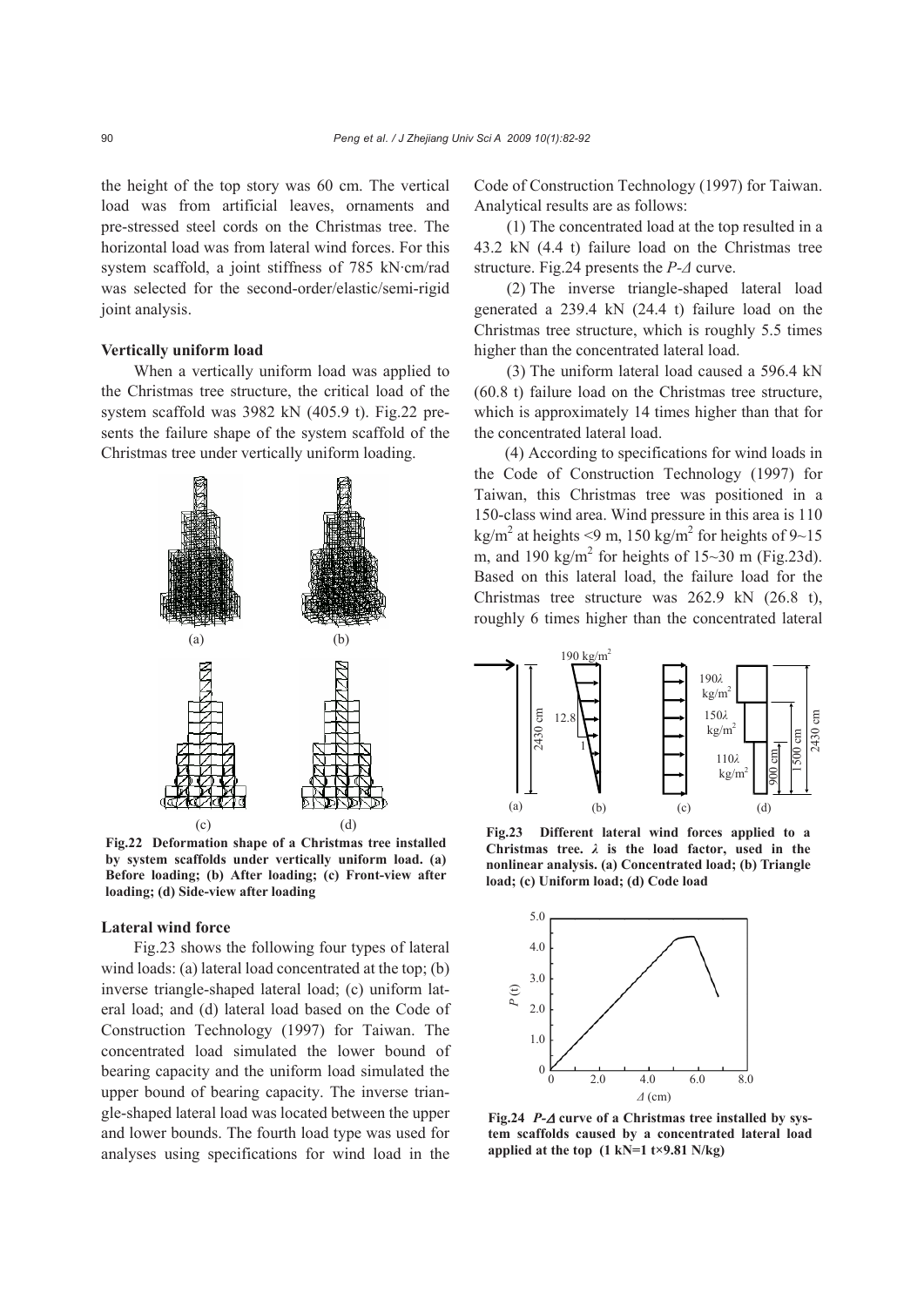the height of the top story was 60 cm. The vertical load was from artificial leaves, ornaments and pre-stressed steel cords on the Christmas tree. The horizontal load was from lateral wind forces. For this system scaffold, a joint stiffness of 785 kN·cm/rad was selected for the second-order/elastic/semi-rigid joint analysis.

### Vertically uniform load

When a vertically uniform load was applied to the Christmas tree structure, the critical load of the system scaffold was 3982 kN (405.9 t). Fig.22 presents the failure shape of the system scaffold of the Christmas tree under vertically uniform loading.

**Fig.22 Deformation shape of a Christmas tree installed by system scaffolds under vertically uniform load. (a) Before loading; (b) After loading; (c) Front-view after loading; (d) Side-view after loading**

### Lateral wind force

Fig.23 shows the following four types of lateral wind loads: (a) lateral load concentrated at the top; (b) inverse triangle-shaped lateral load; (c) uniform lateral load; and (d) lateral load based on the Code of Construction Technology (1997) for Taiwan. The concentrated load simulated the lower bound of bearing capacity and the uniform load simulated the upper bound of bearing capacity. The inverse triangle-shaped lateral load was located between the upper and lower bounds. The fourth load type was used for analyses using specifications for wind load in the Code of Construction Technology (1997) for Taiwan. Analytical results are as follows:

(1) The concentrated load at the top resulted in a 43.2 kN (4.4 t) failure load on the Christmas tree structure. Fig.24 presents the *P-Δ* curve.

(2) The inverse triangle-shaped lateral load generated a 239.4 kN (24.4 t) failure load on the Christmas tree structure, which is roughly 5.5 times higher than the concentrated lateral load.

(3) The uniform lateral load caused a 596.4 kN (60.8 t) failure load on the Christmas tree structure, which is approximately 14 times higher than that for the concentrated lateral load.

(4) According to specifications for wind loads in the Code of Construction Technology (1997) for Taiwan, this Christmas tree was positioned in a 150-class wind area. Wind pressure in this area is 110 kg/m$^2$ at heights <9 m, 150 kg/m$^2$ for heights of 9~15 m, and 190 kg/m$^2$ for heights of 15~30 m (Fig.23d). Based on this lateral load, the failure load for the Christmas tree structure was 262.9 kN (26.8 t), roughly 6 times higher than the concentrated lateral

**Fig.23 Different lateral wind forces applied to a Christmas tree. $\lambda$ is the load factor, used in the nonlinear analysis. (a) Concentrated load; (b) Triangle load; (c) Uniform load; (d) Code load**

**Fig.24 *P-Δ* curve of a Christmas tree installed by system scaffolds caused by a concentrated lateral load applied at the top (1 kN=1 t×9.81 N/kg)**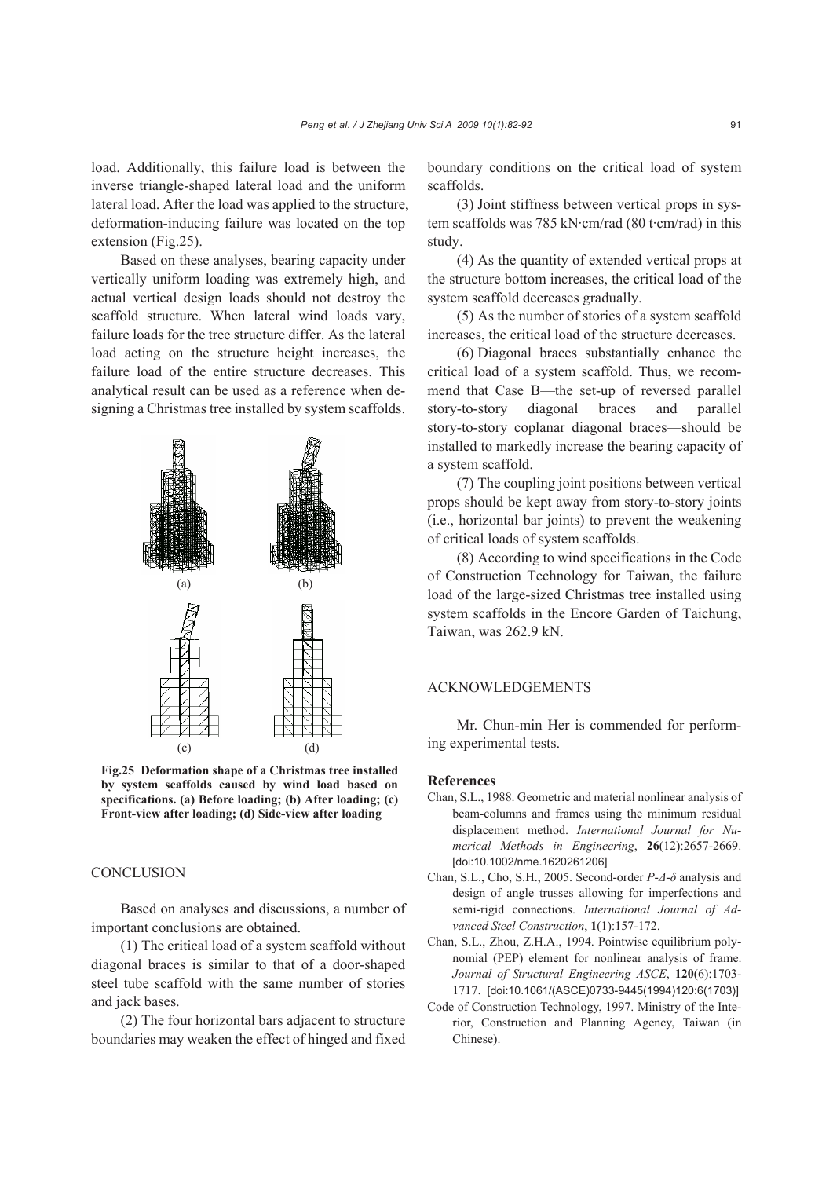load. Additionally, this failure load is between the inverse triangle-shaped lateral load and the uniform lateral load. After the load was applied to the structure, deformation-inducing failure was located on the top extension (Fig.25).

Based on these analyses, bearing capacity under vertically uniform loading was extremely high, and actual vertical design loads should not destroy the scaffold structure. When lateral wind loads vary, failure loads for the tree structure differ. As the lateral load acting on the structure height increases, the failure load of the entire structure decreases. This analytical result can be used as a reference when designing a Christmas tree installed by system scaffolds.

**Fig.25 Deformation shape of a Christmas tree installed by system scaffolds caused by wind load based on specifications. (a) Before loading; (b) After loading; (c) Front-view after loading; (d) Side-view after loading**

## CONCLUSION

Based on analyses and discussions, a number of important conclusions are obtained.

(1) The critical load of a system scaffold without diagonal braces is similar to that of a door-shaped steel tube scaffold with the same number of stories and jack bases.

(2) The four horizontal bars adjacent to structure boundaries may weaken the effect of hinged and fixed boundary conditions on the critical load of system scaffolds.

(3) Joint stiffness between vertical props in system scaffolds was 785 kN·cm/rad (80 t·cm/rad) in this study.

(4) As the quantity of extended vertical props at the structure bottom increases, the critical load of the system scaffold decreases gradually.

(5) As the number of stories of a system scaffold increases, the critical load of the structure decreases.

(6) Diagonal braces substantially enhance the critical load of a system scaffold. Thus, we recommend that Case B—the set-up of reversed parallel story-to-story diagonal braces and parallel story-to-story coplanar diagonal braces—should be installed to markedly increase the bearing capacity of a system scaffold.

(7) The coupling joint positions between vertical props should be kept away from story-to-story joints (i.e., horizontal bar joints) to prevent the weakening of critical loads of system scaffolds.

(8) According to wind specifications in the Code of Construction Technology for Taiwan, the failure load of the large-sized Christmas tree installed using system scaffolds in the Encore Garden of Taichung, Taiwan, was 262.9 kN.

## ACKNOWLEDGEMENTS

Mr. Chun-min Her is commended for performing experimental tests.

## References

Chan, S.L., 1988. Geometric and material nonlinear analysis of beam-columns and frames using the minimum residual displacement method. *International Journal for Numerical Methods in Engineering*, **26**(12):2657-2669. [doi:10.1002/nme.1620261206]

Chan, S.L., Cho, S.H., 2005. Second-order *P*-*Δ*-*δ* analysis and design of angle trusses allowing for imperfections and semi-rigid connections. *International Journal of Advanced Steel Construction*, **1**(1):157-172.

Chan, S.L., Zhou, Z.H.A., 1994. Pointwise equilibrium polynomial (PEP) element for nonlinear analysis of frame. *Journal of Structural Engineering ASCE*, **120**(6):1703-1717. [doi:10.1061/(ASCE)0733-9445(1994)120:6(1703)]

Code of Construction Technology, 1997. Ministry of the Interior, Construction and Planning Agency, Taiwan (in Chinese).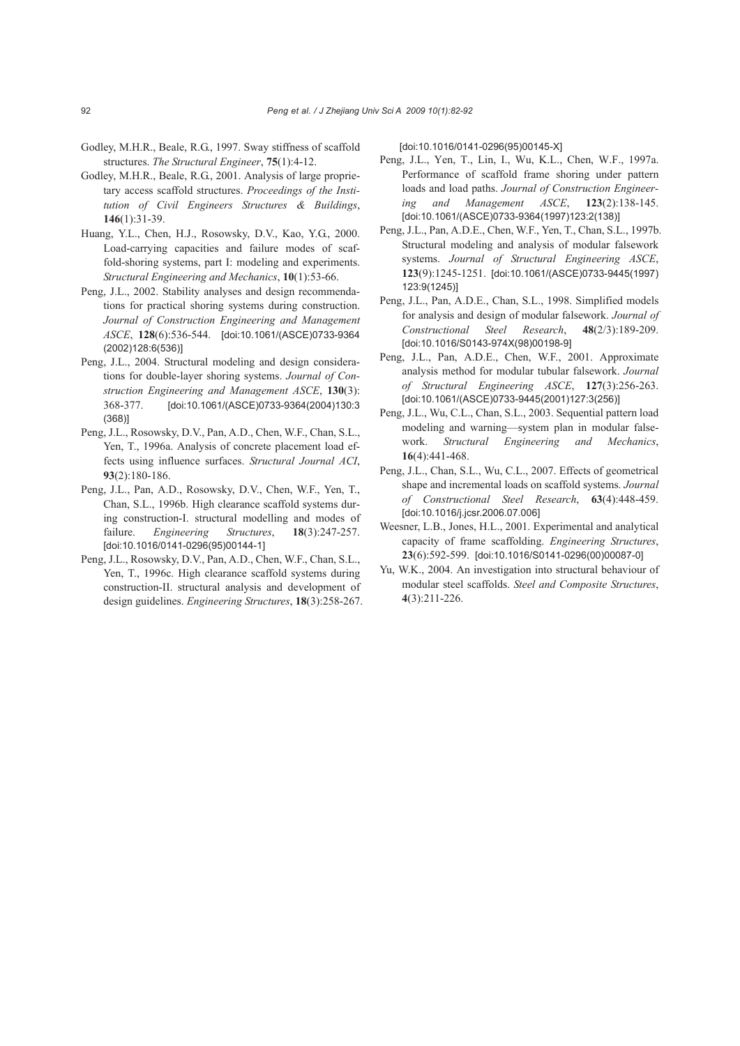Godley, M.H.R., Beale, R.G., 1997. Sway stiffness of scaffold structures. *The Structural Engineer*, **75**(1):4-12.

Godley, M.H.R., Beale, R.G., 2001. Analysis of large proprietary access scaffold structures. *Proceedings of the Institution of Civil Engineers Structures & Buildings*, **146**(1):31-39.

Huang, Y.L., Chen, H.J., Rosowsky, D.V., Kao, Y.G., 2000. Load-carrying capacities and failure modes of scaffold-shoring systems, part I: modeling and experiments. *Structural Engineering and Mechanics*, **10**(1):53-66.

Peng, J.L., 2002. Stability analyses and design recommendations for practical shoring systems during construction. *Journal of Construction Engineering and Management ASCE*, **128**(6):536-544. [doi:10.1061/(ASCE)0733-9364(2002)128:6(536)]

Peng, J.L., 2004. Structural modeling and design considerations for double-layer shoring systems. *Journal of Construction Engineering and Management ASCE*, **130**(3):368-377. [doi:10.1061/(ASCE)0733-9364(2004)130:3(368)]

Peng, J.L., Rosowsky, D.V., Pan, A.D., Chen, W.F., Chan, S.L., Yen, T., 1996a. Analysis of concrete placement load effects using influence surfaces. *Structural Journal ACI*, **93**(2):180-186.

Peng, J.L., Pan, A.D., Rosowsky, D.V., Chen, W.F., Yen, T., Chan, S.L., 1996b. High clearance scaffold systems during construction-I. structural modelling and modes of failure. *Engineering Structures*, **18**(3):247-257. [doi:10.1016/0141-0296(95)00144-1]

Peng, J.L., Rosowsky, D.V., Pan, A.D., Chen, W.F., Chan, S.L., Yen, T., 1996c. High clearance scaffold systems during construction-II. structural analysis and development of design guidelines. *Engineering Structures*, **18**(3):258-267. [doi:10.1016/0141-0296(95)00145-X]

Peng, J.L., Yen, T., Lin, I., Wu, K.L., Chen, W.F., 1997a. Performance of scaffold frame shoring under pattern loads and load paths. *Journal of Construction Engineering and Management ASCE*, **123**(2):138-145. [doi:10.1061/(ASCE)0733-9364(1997)123:2(138)]

Peng, J.L., Pan, A.D.E., Chen, W.F., Yen, T., Chan, S.L., 1997b. Structural modeling and analysis of modular falsework systems. *Journal of Structural Engineering ASCE*, **123**(9):1245-1251. [doi:10.1061/(ASCE)0733-9445(1997)123:9(1245)]

Peng, J.L., Pan, A.D.E., Chan, S.L., 1998. Simplified models for analysis and design of modular falsework. *Journal of Constructional Steel Research*, **48**(2/3):189-209. [doi:10.1016/S0143-974X(98)00198-9]

Peng, J.L., Pan, A.D.E., Chen, W.F., 2001. Approximate analysis method for modular tubular falsework. *Journal of Structural Engineering ASCE*, **127**(3):256-263. [doi:10.1061/(ASCE)0733-9445(2001)127:3(256)]

Peng, J.L., Wu, C.L., Chan, S.L., 2003. Sequential pattern load modeling and warning—system plan in modular falsework. *Structural Engineering and Mechanics*, **16**(4):441-468.

Peng, J.L., Chan, S.L., Wu, C.L., 2007. Effects of geometrical shape and incremental loads on scaffold systems. *Journal of Constructional Steel Research*, **63**(4):448-459. [doi:10.1016/j.jcsr.2006.07.006]

Weesner, L.B., Jones, H.L., 2001. Experimental and analytical capacity of frame scaffolding. *Engineering Structures*, **23**(6):592-599. [doi:10.1016/S0141-0296(00)00087-0]

Yu, W.K., 2004. An investigation into structural behaviour of modular steel scaffolds. *Steel and Composite Structures*, **4**(3):211-226.